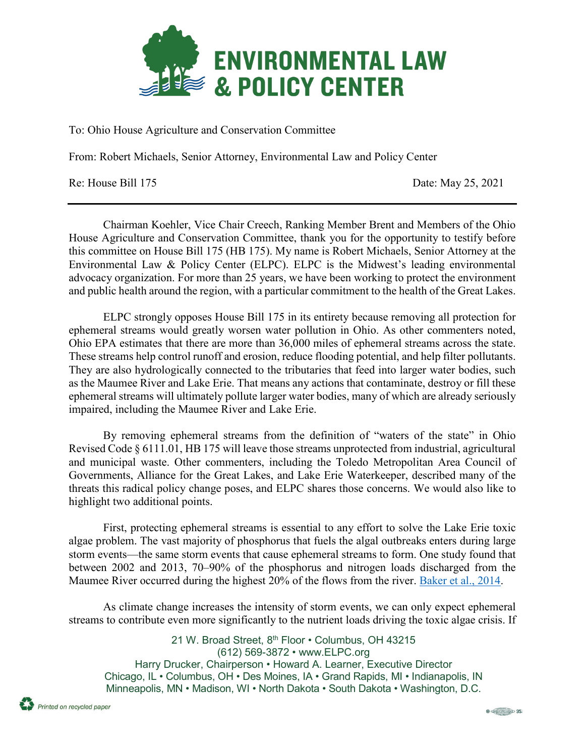# ENVIRONMENTAL LAW & POLICY CENTER

To: Ohio House Agriculture and Conservation Committee

From: Robert Michaels, Senior Attorney, Environmental Law and Policy Center

Re: House Bill 175 Date: May 25, 2021

---

Chairman Koehler, Vice Chair Creech, Ranking Member Brent and Members of the Ohio House Agriculture and Conservation Committee, thank you for the opportunity to testify before this committee on House Bill 175 (HB 175). My name is Robert Michaels, Senior Attorney at the Environmental Law & Policy Center (ELPC). ELPC is the Midwest's leading environmental advocacy organization. For more than 25 years, we have been working to protect the environment and public health around the region, with a particular commitment to the health of the Great Lakes.

ELPC strongly opposes House Bill 175 in its entirety because removing all protection for ephemeral streams would greatly worsen water pollution in Ohio. As other commenters noted, Ohio EPA estimates that there are more than 36,000 miles of ephemeral streams across the state. These streams help control runoff and erosion, reduce flooding potential, and help filter pollutants. They are also hydrologically connected to the tributaries that feed into larger water bodies, such as the Maumee River and Lake Erie. That means any actions that contaminate, destroy or fill these ephemeral streams will ultimately pollute larger water bodies, many of which are already seriously impaired, including the Maumee River and Lake Erie.

By removing ephemeral streams from the definition of "waters of the state" in Ohio Revised Code § 6111.01, HB 175 will leave those streams unprotected from industrial, agricultural and municipal waste. Other commenters, including the Toledo Metropolitan Area Council of Governments, Alliance for the Great Lakes, and Lake Erie Waterkeeper, described many of the threats this radical policy change poses, and ELPC shares those concerns. We would also like to highlight two additional points.

First, protecting ephemeral streams is essential to any effort to solve the Lake Erie toxic algae problem. The vast majority of phosphorus that fuels the algal outbreaks enters during large storm events—the same storm events that cause ephemeral streams to form. One study found that between 2002 and 2013, 70–90% of the phosphorus and nitrogen loads discharged from the Maumee River occurred during the highest 20% of the flows from the river. [Baker et al., 2014](#).

As climate change increases the intensity of storm events, we can only expect ephemeral streams to contribute even more significantly to the nutrient loads driving the toxic algae crisis. If

21 W. Broad Street, 8th Floor • Columbus, OH 43215
(612) 569-3872 • www.ELPC.org
Harry Drucker, Chairperson • Howard A. Learner, Executive Director
Chicago, IL • Columbus, OH • Des Moines, IA • Grand Rapids, MI • Indianapolis, IN
Minneapolis, MN • Madison, WI • North Dakota • South Dakota • Washington, D.C.

Printed on recycled paper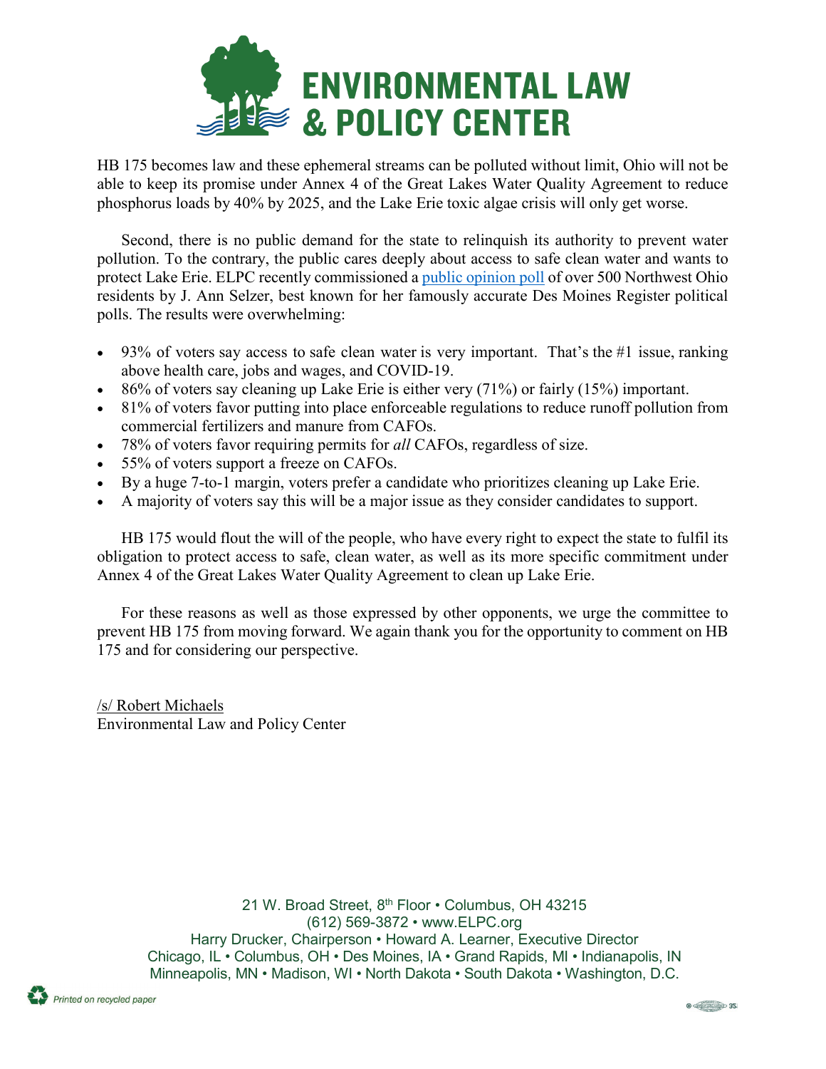HB 175 becomes law and these ephemeral streams can be polluted without limit, Ohio will not be able to keep its promise under Annex 4 of the Great Lakes Water Quality Agreement to reduce phosphorus loads by 40% by 2025, and the Lake Erie toxic algae crisis will only get worse.

Second, there is no public demand for the state to relinquish its authority to prevent water pollution. To the contrary, the public cares deeply about access to safe clean water and wants to protect Lake Erie. ELPC recently commissioned a public opinion poll of over 500 Northwest Ohio residents by J. Ann Selzer, best known for her famously accurate Des Moines Register political polls. The results were overwhelming:

- 93% of voters say access to safe clean water is very important. That's the #1 issue, ranking above health care, jobs and wages, and COVID-19.
- 86% of voters say cleaning up Lake Erie is either very (71%) or fairly (15%) important.
- 81% of voters favor putting into place enforceable regulations to reduce runoff pollution from commercial fertilizers and manure from CAFOs.
- 78% of voters favor requiring permits for *all* CAFOs, regardless of size.
- 55% of voters support a freeze on CAFOs.
- By a huge 7-to-1 margin, voters prefer a candidate who prioritizes cleaning up Lake Erie.
- A majority of voters say this will be a major issue as they consider candidates to support.

HB 175 would flout the will of the people, who have every right to expect the state to fulfil its obligation to protect access to safe, clean water, as well as its more specific commitment under Annex 4 of the Great Lakes Water Quality Agreement to clean up Lake Erie.

For these reasons as well as those expressed by other opponents, we urge the committee to prevent HB 175 from moving forward. We again thank you for the opportunity to comment on HB 175 and for considering our perspective.

/s/ Robert Michaels
Environmental Law and Policy Center